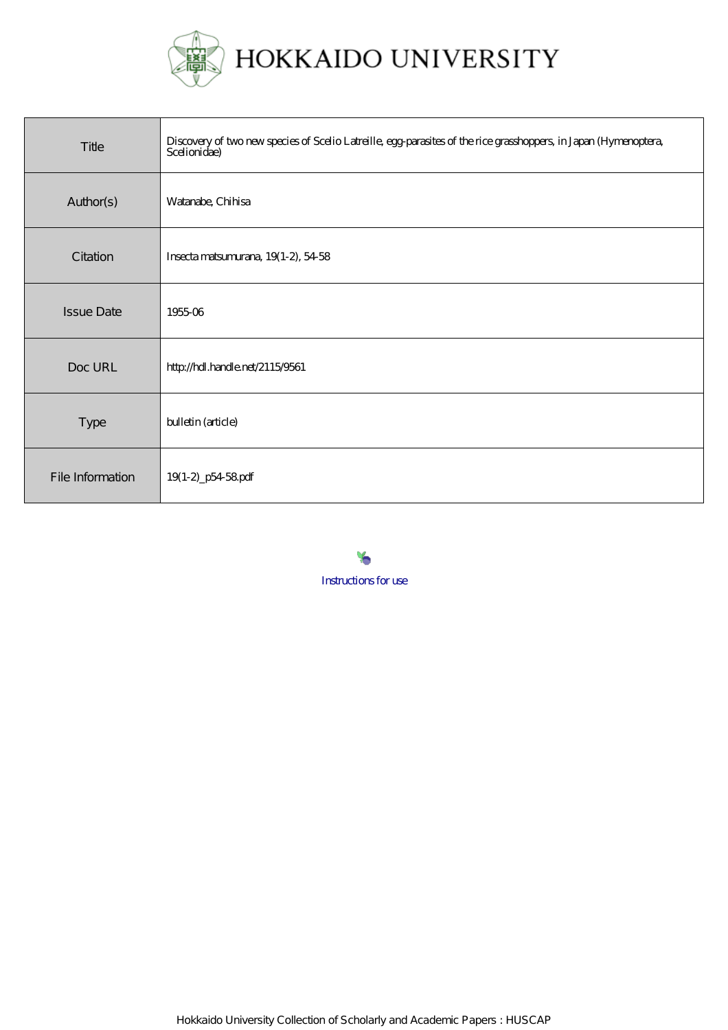# HOKKAIDO UNIVERSITY

| | |
|---|---|
| Title | Discovery of two new species of Scelio Latreille, egg-parasites of the rice grasshoppers, in Japan (Hymenoptera, Scelionidae) |
| Author(s) | Watanabe, Chihisa |
| Citation | Insecta matsumurana, 19(1-2), 54-58 |
| Issue Date | 1955-06 |
| Doc URL | http://hdl.handle.net/2115/9561 |
| Type | bulletin (article) |
| File Information | 19(1-2)_p54-58.pdf |

Instructions for use

Hokkaido University Collection of Scholarly and Academic Papers : HUSCAP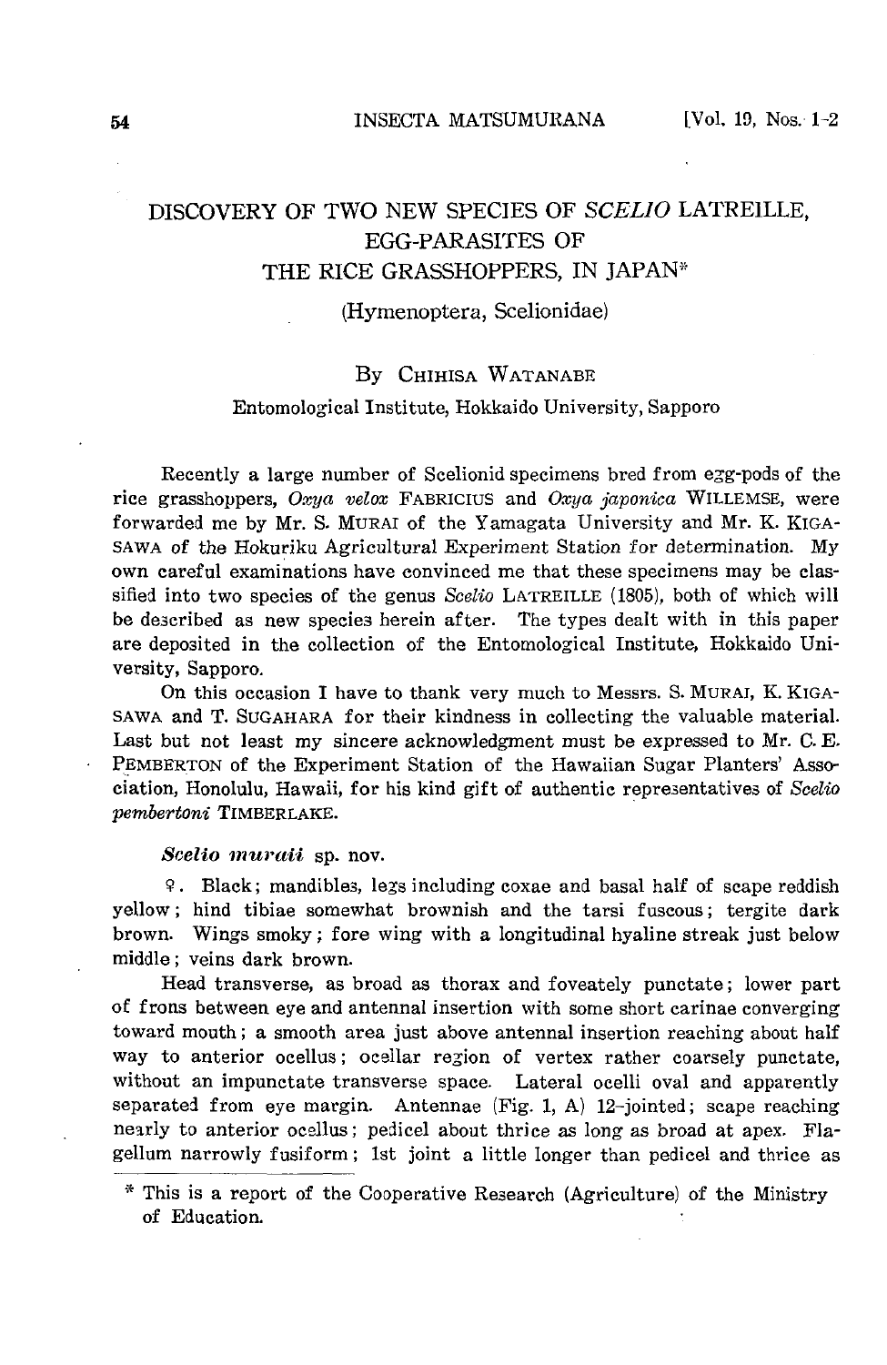# DISCOVERY OF TWO NEW SPECIES OF *SCELIO* LATREILLE, EGG-PARASITES OF THE RICE GRASSHOPPERS, IN JAPAN*

(Hymenoptera, Scelionidae)

By CHIHISA WATANABE

Entomological Institute, Hokkaido University, Sapporo

Recently a large number of Scelionid specimens bred from egg-pods of the rice grasshoppers, *Oxya velox* FABRICIUS and *Oxya japonica* WILLEMSE, were forwarded me by Mr. S. MURAI of the Yamagata University and Mr. K. KIGASAWA of the Hokuriku Agricultural Experiment Station for determination. My own careful examinations have convinced me that these specimens may be classified into two species of the genus *Scelio* LATREILLE (1805), both of which will be described as new species herein after. The types dealt with in this paper are deposited in the collection of the Entomological Institute, Hokkaido University, Sapporo.

On this occasion I have to thank very much to Messrs. S. MURAI, K. KIGASAWA and T. SUGAHARA for their kindness in collecting the valuable material. Last but not least my sincere acknowledgment must be expressed to Mr. C. E. PEMBERTON of the Experiment Station of the Hawaiian Sugar Planters' Association, Honolulu, Hawaii, for his kind gift of authentic representatives of *Scelio pembertoni* TIMBERLAKE.

### *Scelio muraii* sp. nov.

♀. Black; mandibles, legs including coxae and basal half of scape reddish yellow; hind tibiae somewhat brownish and the tarsi fuscous; tergite dark brown. Wings smoky; fore wing with a longitudinal hyaline streak just below middle; veins dark brown.

Head transverse, as broad as thorax and foveately punctate; lower part of frons between eye and antennal insertion with some short carinae converging toward mouth; a smooth area just above antennal insertion reaching about half way to anterior ocellus; ocellar region of vertex rather coarsely punctate, without an impunctate transverse space. Lateral ocelli oval and apparently separated from eye margin. Antennae (Fig. 1, A) 12-jointed; scape reaching nearly to anterior ocellus; pedicel about thrice as long as broad at apex. Flagellum narrowly fusiform; 1st joint a little longer than pedicel and thrice as

* This is a report of the Cooperative Research (Agriculture) of the Ministry of Education.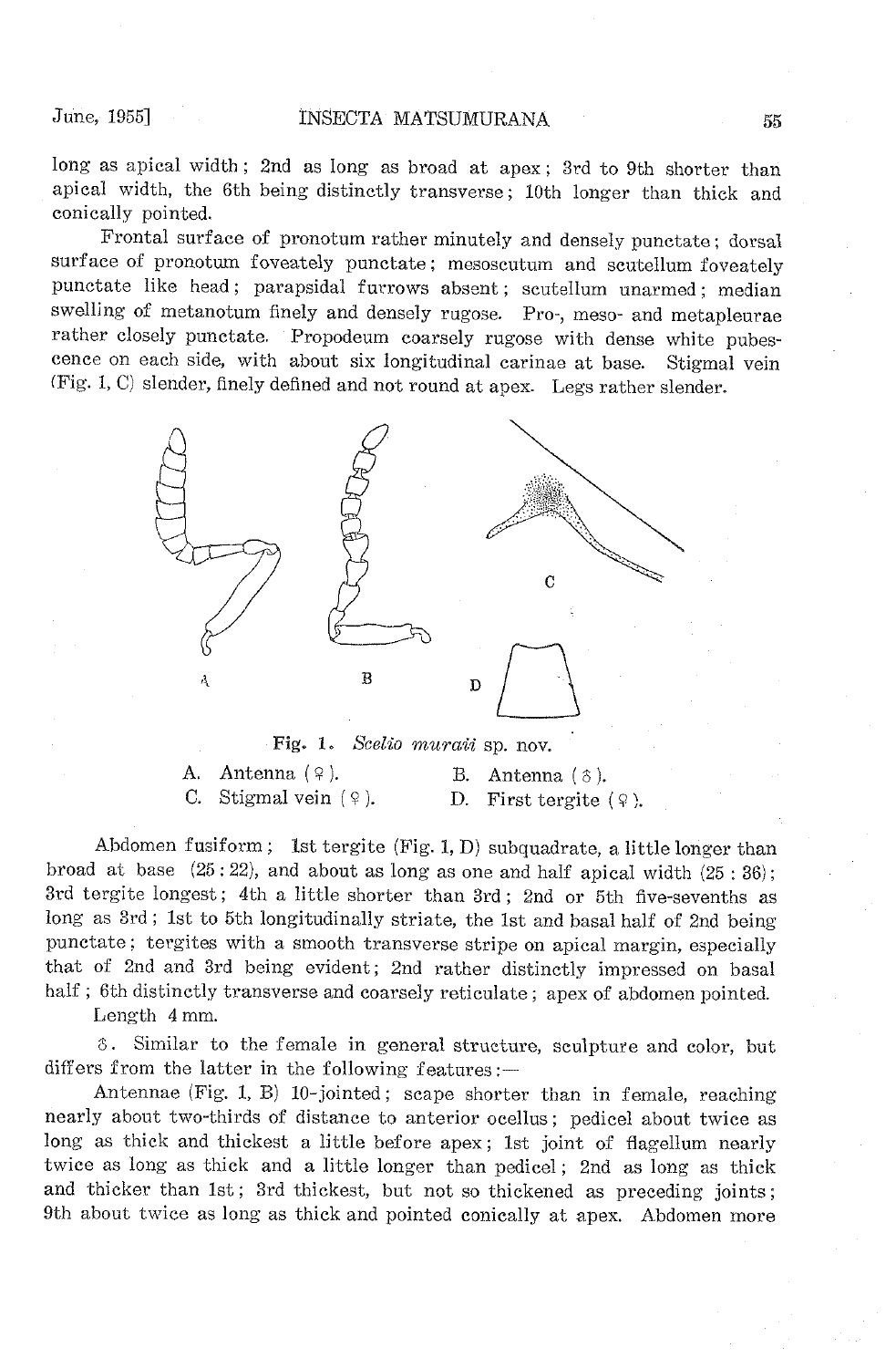long as apical width; 2nd as long as broad at apex; 3rd to 9th shorter than apical width, the 6th being distinctly transverse; 10th longer than thick and conically pointed.

Frontal surface of pronotum rather minutely and densely punctate; dorsal surface of pronotum foveately punctate; mesoscutum and scutellum foveately punctate like head; parapsidal furrows absent; scutellum unarmed; median swelling of metanotum finely and densely rugose. Pro-, meso- and metapleurae rather closely punctate. Propodeum coarsely rugose with dense white pubescence on each side, with about six longitudinal carinae at base. Stigmal vein (Fig. 1, C) slender, finely defined and not round at apex. Legs rather slender.

Fig. 1. *Scelio muraii* sp. nov.

A. Antenna (♀). B. Antenna (♂).
C. Stigmal vein (♀). D. First tergite (♀).

Abdomen fusiform; 1st tergite (Fig. 1, D) subquadrate, a little longer than broad at base (25 : 22), and about as long as one and half apical width (25 : 36); 3rd tergite longest; 4th a little shorter than 3rd; 2nd or 5th five-sevenths as long as 3rd; 1st to 5th longitudinally striate, the 1st and basal half of 2nd being punctate; tergites with a smooth transverse stripe on apical margin, especially that of 2nd and 3rd being evident; 2nd rather distinctly impressed on basal half; 6th distinctly transverse and coarsely reticulate; apex of abdomen pointed.

Length 4 mm.

♂. Similar to the female in general structure, sculpture and color, but differs from the latter in the following features:—

Antennae (Fig. 1, B) 10-jointed; scape shorter than in female, reaching nearly about two-thirds of distance to anterior ocellus; pedicel about twice as long as thick and thickest a little before apex; 1st joint of flagellum nearly twice as long as thick and a little longer than pedicel; 2nd as long as thick and thicker than 1st; 3rd thickest, but not so thickened as preceding joints; 9th about twice as long as thick and pointed conically at apex. Abdomen more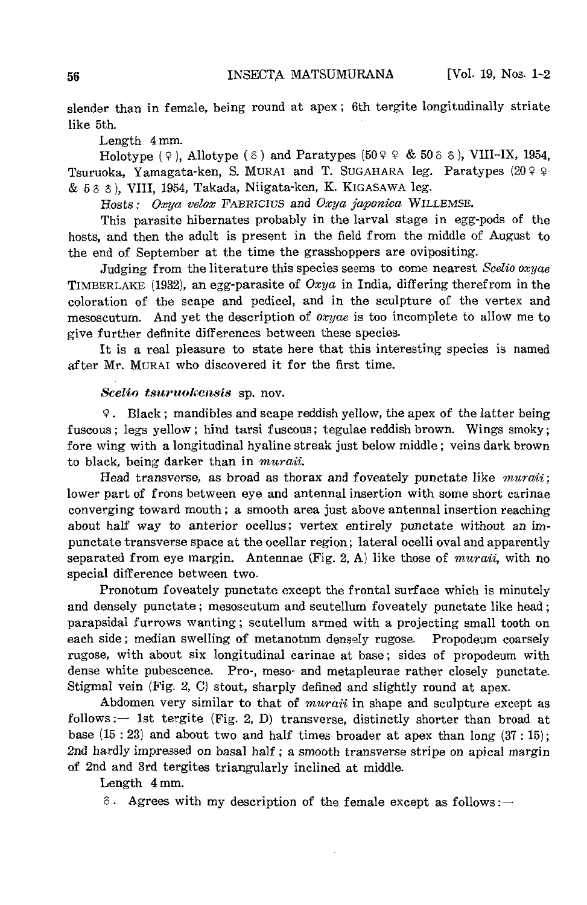slender than in female, being round at apex; 6th tergite longitudinally striate like 5th.

Length 4 mm.

Holotype (♀), Allotype (♂) and Paratypes (50 ♀ ♀ & 50 ♂ ♂), VIII–IX, 1954, Tsuruoka, Yamagata-ken, S. MURAI and T. SUGAHARA leg. Paratypes (20 ♀ ♀ & 5 ♂ ♂), VIII, 1954, Takada, Niigata-ken, K. KIGASAWA leg.

*Hosts: Oxya velox* FABRICIUS and *Oxya japonica* WILLEMSE.

This parasite hibernates probably in the larval stage in egg-pods of the hosts, and then the adult is present in the field from the middle of August to the end of September at the time the grasshoppers are ovipositing.

Judging from the literature this species seems to come nearest *Scelio oxyae* TIMBERLAKE (1932), an egg-parasite of *Oxya* in India, differing therefrom in the coloration of the scape and pedicel, and in the sculpture of the vertex and mesoscutum. And yet the description of *oxyae* is too incomplete to allow me to give further definite differences between these species.

It is a real pleasure to state here that this interesting species is named after Mr. MURAI who discovered it for the first time.

### *Scelio tsuruokensis* sp. nov.

♀. Black; mandibles and scape reddish yellow, the apex of the latter being fuscous; legs yellow; hind tarsi fuscous; tegulae reddish brown. Wings smoky; fore wing with a longitudinal hyaline streak just below middle; veins dark brown to black, being darker than in *muraii*.

Head transverse, as broad as thorax and foveately punctate like *muraii*; lower part of frons between eye and antennal insertion with some short carinae converging toward mouth; a smooth area just above antennal insertion reaching about half way to anterior ocellus; vertex entirely punctate without an impunctate transverse space at the ocellar region; lateral ocelli oval and apparently separated from eye margin. Antennae (Fig. 2, A) like those of *muraii*, with no special difference between two.

Pronotum foveately punctate except the frontal surface which is minutely and densely punctate; mesoscutum and scutellum foveately punctate like head; parapsidal furrows wanting; scutellum armed with a projecting small tooth on each side; median swelling of metanotum densely rugose. Propodeum coarsely rugose, with about six longitudinal carinae at base; sides of propodeum with dense white pubescence. Pro-, meso- and metapleurae rather closely punctate. Stigmal vein (Fig. 2, C) stout, sharply defined and slightly round at apex.

Abdomen very similar to that of *muraii* in shape and sculpture except as follows:— 1st tergite (Fig. 2, D) transverse, distinctly shorter than broad at base (15 : 23) and about two and half times broader at apex than long (37 : 15); 2nd hardly impressed on basal half; a smooth transverse stripe on apical margin of 2nd and 3rd tergites triangularly inclined at middle.

Length 4 mm.

♂. Agrees with my description of the female except as follows:—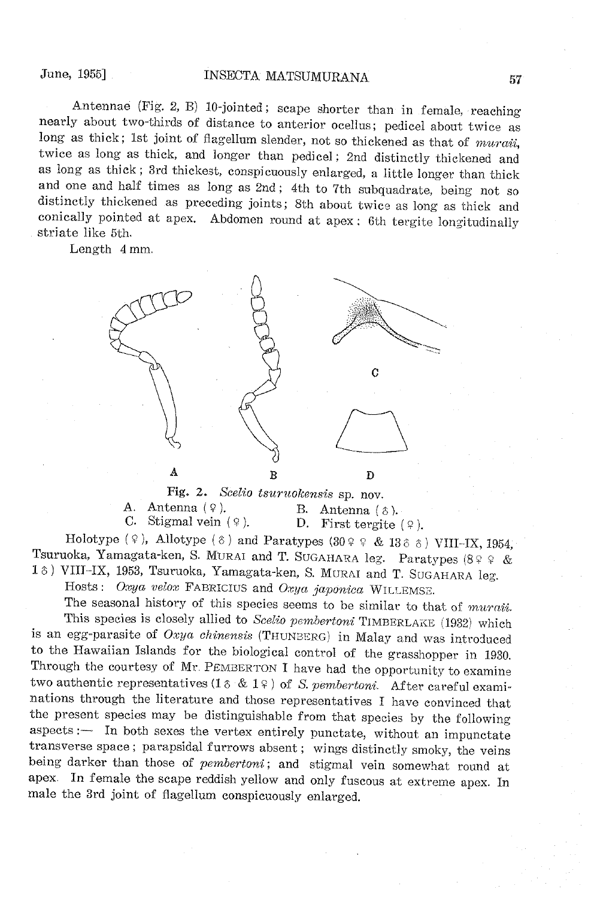Antennae (Fig. 2, B) 10-jointed; scape shorter than in female, reaching nearly about two-thirds of distance to anterior ocellus; pedicel about twice as long as thick; 1st joint of flagellum slender, not so thickened as that of *muraii*, twice as long as thick, and longer than pedicel; 2nd distinctly thickened and as long as thick; 3rd thickest, conspicuously enlarged, a little longer than thick and one and half times as long as 2nd; 4th to 7th subquadrate, being not so distinctly thickened as preceding joints; 8th about twice as long as thick and conically pointed at apex. Abdomen round at apex; 6th tergite longitudinally striate like 5th.

Length 4 mm.

**Fig. 2.** *Scelio tsuruokensis* sp. nov.
A. Antenna (♀). B. Antenna (♂).
C. Stigmal vein (♀). D. First tergite (♀).

Holotype (♀), Allotype (♂) and Paratypes (30 ♀ ♀ & 13 ♂ ♂) VIII–IX, 1954, Tsuruoka, Yamagata-ken, S. MURAI and T. SUGAHARA leg. Paratypes (8 ♀ ♀ & 1 ♂) VIII–IX, 1953, Tsuruoka, Yamagata-ken, S. MURAI and T. SUGAHARA leg.

Hosts: *Oxya velox* FABRICIUS and *Oxya japonica* WILLEMSE.

The seasonal history of this species seems to be similar to that of *muraii*.

This species is closely allied to *Scelio pembertoni* TIMBERLAKE (1932) which is an egg-parasite of *Oxya chinensis* (THUNBERG) in Malay and was introduced to the Hawaiian Islands for the biological control of the grasshopper in 1930. Through the courtesy of Mr. PEMBERTON I have had the opportunity to examine two authentic representatives (1 ♂ & 1 ♀) of *S. pembertoni*. After careful examinations through the literature and those representatives I have convinced that the present species may be distinguishable from that species by the following aspects:— In both sexes the vertex entirely punctate, without an impunctate transverse space; parapsidal furrows absent; wings distinctly smoky, the veins being darker than those of *pembertoni*; and stigmal vein somewhat round at apex. In female the scape reddish yellow and only fuscous at extreme apex. In male the 3rd joint of flagellum conspicuously enlarged.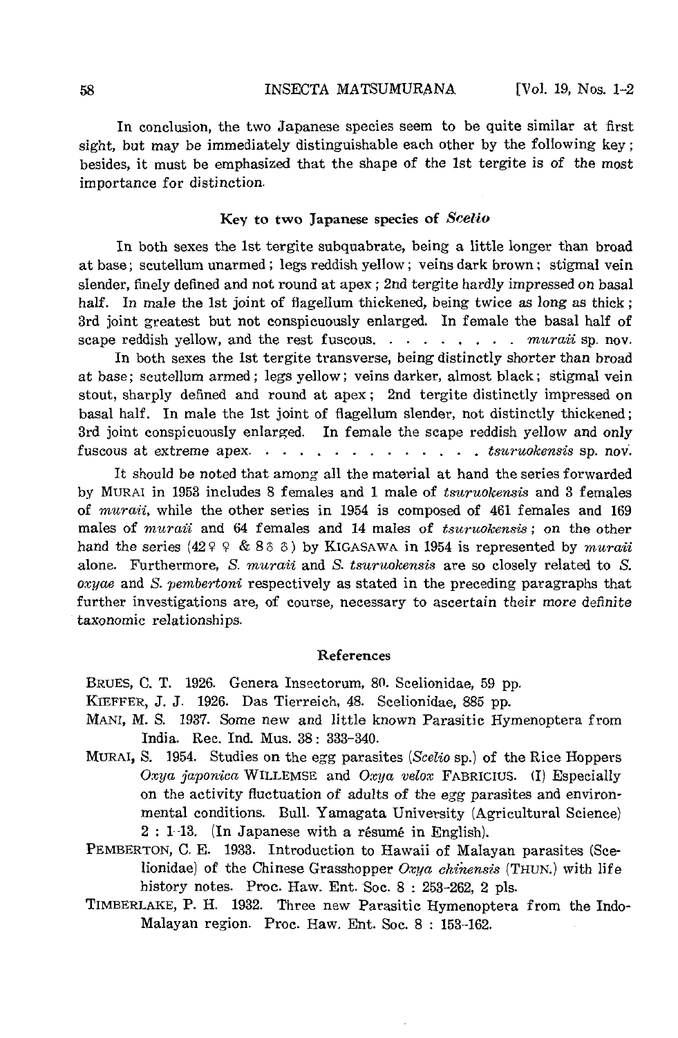In conclusion, the two Japanese species seem to be quite similar at first sight, but may be immediately distinguishable each other by the following key; besides, it must be emphasized that the shape of the 1st tergite is of the most importance for distinction.

### Key to two Japanese species of *Scelio*

In both sexes the 1st tergite subquabrate, being a little longer than broad at base; scutellum unarmed; legs reddish yellow; veins dark brown; stigmal vein slender, finely defined and not round at apex; 2nd tergite hardly impressed on basal half. In male the 1st joint of flagellum thickened, being twice as long as thick; 3rd joint greatest but not conspicuously enlarged. In female the basal half of scape reddish yellow, and the rest fuscous. . . . . . . . . *muraii* sp. nov.

In both sexes the 1st tergite transverse, being distinctly shorter than broad at base; scutellum armed; legs yellow; veins darker, almost black; stigmal vein stout, sharply defined and round at apex; 2nd tergite distinctly impressed on basal half. In male the 1st joint of flagellum slender, not distinctly thickened; 3rd joint conspicuously enlarged. In female the scape reddish yellow and only fuscous at extreme apex. . . . . . . . . . . . . . *tsuruokensis* sp. nov.

It should be noted that among all the material at hand the series forwarded by MURAI in 1953 includes 8 females and 1 male of *tsuruokensis* and 3 females of *muraii*, while the other series in 1954 is composed of 461 females and 169 males of *muraii* and 64 females and 14 males of *tsuruokensis*; on the other hand the series (42♀♀ & 8♂♂) by KIGASAWA in 1954 is represented by *muraii* alone. Furthermore, *S. muraii* and *S. tsuruokensis* are so closely related to *S. oxyae* and *S. pembertoni* respectively as stated in the preceding paragraphs that further investigations are, of course, necessary to ascertain their more definite taxonomic relationships.

### References

BRUES, C. T. 1926. Genera Insectorum, 80. Scelionidae, 59 pp.

KIEFFER, J. J. 1926. Das Tierreich, 48. Scelionidae, 885 pp.

MANI, M. S. 1937. Some new and little known Parasitic Hymenoptera from India. Rec. Ind. Mus. 38: 333-340.

MURAI, S. 1954. Studies on the egg parasites (*Scelio* sp.) of the Rice Hoppers *Oxya japonica* WILLEMSE and *Oxya velox* FABRICIUS. (I) Especially on the activity fluctuation of adults of the egg parasites and environmental conditions. Bull. Yamagata University (Agricultural Science) 2: 1-13. (In Japanese with a résumé in English).

PEMBERTON, C. E. 1933. Introduction to Hawaii of Malayan parasites (Scelionidae) of the Chinese Grasshopper *Oxya chinensis* (THUN.) with life history notes. Proc. Haw. Ent. Soc. 8: 253-262, 2 pls.

TIMBERLAKE, P. H. 1932. Three new Parasitic Hymenoptera from the Indo-Malayan region. Proc. Haw. Ent. Soc. 8: 153-162.